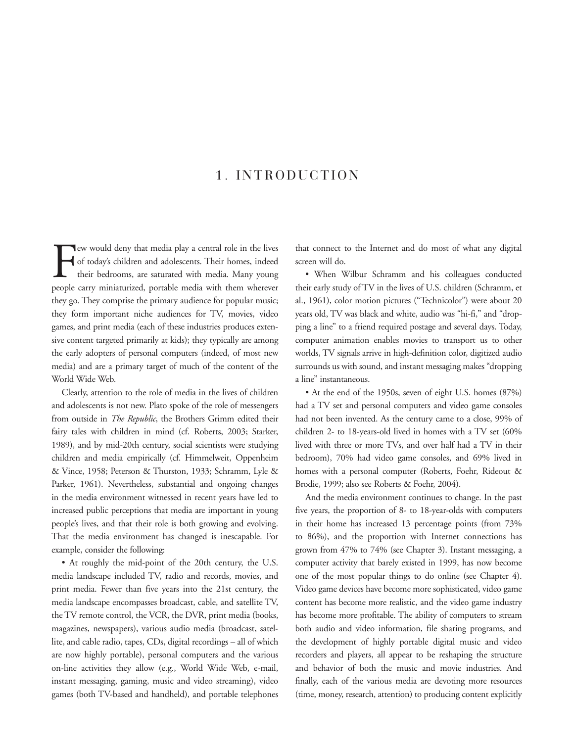# 1. INTRODUCTION

Few would deny that media play a central role in the lives of today's children and adolescents. Their homes, indeed their bedrooms, are saturated with media. Many young people carry miniaturized, portable media with them wherever they go. They comprise the primary audience for popular music; they form important niche audiences for TV, movies, video games, and print media (each of these industries produces extensive content targeted primarily at kids); they typically are among the early adopters of personal computers (indeed, of most new media) and are a primary target of much of the content of the World Wide Web.

Clearly, attention to the role of media in the lives of children and adolescents is not new. Plato spoke of the role of messengers from outside in *The Republic*, the Brothers Grimm edited their fairy tales with children in mind (cf. Roberts, 2003; Starker, 1989), and by mid-20th century, social scientists were studying children and media empirically (cf. Himmelweit, Oppenheim & Vince, 1958; Peterson & Thurston, 1933; Schramm, Lyle & Parker, 1961). Nevertheless, substantial and ongoing changes in the media environment witnessed in recent years have led to increased public perceptions that media are important in young people's lives, and that their role is both growing and evolving. That the media environment has changed is inescapable. For example, consider the following:

• At roughly the mid-point of the 20th century, the U.S. media landscape included TV, radio and records, movies, and print media. Fewer than five years into the 21st century, the media landscape encompasses broadcast, cable, and satellite TV, the TV remote control, the VCR, the DVR, print media (books, magazines, newspapers), various audio media (broadcast, satellite, and cable radio, tapes, CDs, digital recordings – all of which are now highly portable), personal computers and the various on-line activities they allow (e.g., World Wide Web, e-mail, instant messaging, gaming, music and video streaming), video games (both TV-based and handheld), and portable telephones that connect to the Internet and do most of what any digital screen will do.

• When Wilbur Schramm and his colleagues conducted their early study of TV in the lives of U.S. children (Schramm, et al., 1961), color motion pictures ("Technicolor") were about 20 years old, TV was black and white, audio was "hi-fi," and "dropping a line" to a friend required postage and several days. Today, computer animation enables movies to transport us to other worlds, TV signals arrive in high-definition color, digitized audio surrounds us with sound, and instant messaging makes "dropping a line" instantaneous.

• At the end of the 1950s, seven of eight U.S. homes (87%) had a TV set and personal computers and video game consoles had not been invented. As the century came to a close, 99% of children 2- to 18-years-old lived in homes with a TV set (60% lived with three or more TVs, and over half had a TV in their bedroom), 70% had video game consoles, and 69% lived in homes with a personal computer (Roberts, Foehr, Rideout & Brodie, 1999; also see Roberts & Foehr, 2004).

And the media environment continues to change. In the past five years, the proportion of 8- to 18-year-olds with computers in their home has increased 13 percentage points (from 73% to 86%), and the proportion with Internet connections has grown from 47% to 74% (see Chapter 3). Instant messaging, a computer activity that barely existed in 1999, has now become one of the most popular things to do online (see Chapter 4). Video game devices have become more sophisticated, video game content has become more realistic, and the video game industry has become more profitable. The ability of computers to stream both audio and video information, file sharing programs, and the development of highly portable digital music and video recorders and players, all appear to be reshaping the structure and behavior of both the music and movie industries. And finally, each of the various media are devoting more resources (time, money, research, attention) to producing content explicitly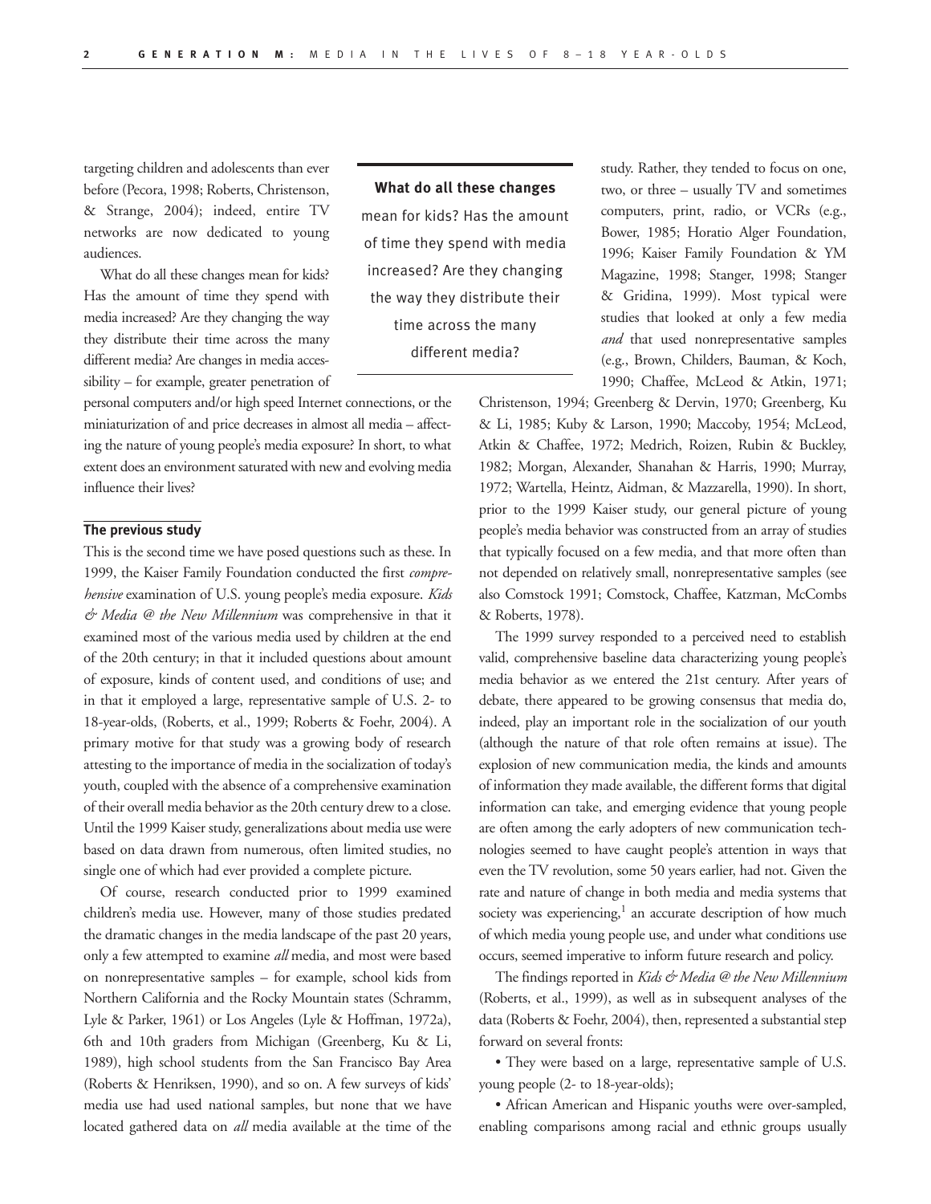targeting children and adolescents than ever before (Pecora, 1998; Roberts, Christenson, & Strange, 2004); indeed, entire TV networks are now dedicated to young audiences.

What do all these changes mean for kids? Has the amount of time they spend with media increased? Are they changing the way they distribute their time across the many different media? Are changes in media accessibility – for example, greater penetration of personal computers and/or high speed Internet connections, or the miniaturization of and price decreases in almost all media – affecting the nature of young people's media exposure? In short, to what extent does an environment saturated with new and evolving media influence their lives?

> **What do all these changes** mean for kids? Has the amount of time they spend with media increased? Are they changing the way they distribute their time across the many different media?

## The previous study

This is the second time we have posed questions such as these. In 1999, the Kaiser Family Foundation conducted the first *comprehensive* examination of U.S. young people's media exposure. *Kids & Media @ the New Millennium* was comprehensive in that it examined most of the various media used by children at the end of the 20th century; in that it included questions about amount of exposure, kinds of content used, and conditions of use; and in that it employed a large, representative sample of U.S. 2- to 18-year-olds, (Roberts, et al., 1999; Roberts & Foehr, 2004). A primary motive for that study was a growing body of research attesting to the importance of media in the socialization of today's youth, coupled with the absence of a comprehensive examination of their overall media behavior as the 20th century drew to a close. Until the 1999 Kaiser study, generalizations about media use were based on data drawn from numerous, often limited studies, no single one of which had ever provided a complete picture.

Of course, research conducted prior to 1999 examined children's media use. However, many of those studies predated the dramatic changes in the media landscape of the past 20 years, only a few attempted to examine *all* media, and most were based on nonrepresentative samples – for example, school kids from Northern California and the Rocky Mountain states (Schramm, Lyle & Parker, 1961) or Los Angeles (Lyle & Hoffman, 1972a), 6th and 10th graders from Michigan (Greenberg, Ku & Li, 1989), high school students from the San Francisco Bay Area (Roberts & Henriksen, 1990), and so on. A few surveys of kids' media use had used national samples, but none that we have located gathered data on *all* media available at the time of the study. Rather, they tended to focus on one, two, or three – usually TV and sometimes computers, print, radio, or VCRs (e.g., Bower, 1985; Horatio Alger Foundation, 1996; Kaiser Family Foundation & YM Magazine, 1998; Stanger, 1998; Stanger & Gridina, 1999). Most typical were studies that looked at only a few media *and* that used nonrepresentative samples (e.g., Brown, Childers, Bauman, & Koch, 1990; Chaffee, McLeod & Atkin, 1971; Christenson, 1994; Greenberg & Dervin, 1970; Greenberg, Ku & Li, 1985; Kuby & Larson, 1990; Maccoby, 1954; McLeod, Atkin & Chaffee, 1972; Medrich, Roizen, Rubin & Buckley, 1982; Morgan, Alexander, Shanahan & Harris, 1990; Murray, 1972; Wartella, Heintz, Aidman, & Mazzarella, 1990). In short, prior to the 1999 Kaiser study, our general picture of young people's media behavior was constructed from an array of studies that typically focused on a few media, and that more often than not depended on relatively small, nonrepresentative samples (see also Comstock 1991; Comstock, Chaffee, Katzman, McCombs & Roberts, 1978).

The 1999 survey responded to a perceived need to establish valid, comprehensive baseline data characterizing young people's media behavior as we entered the 21st century. After years of debate, there appeared to be growing consensus that media do, indeed, play an important role in the socialization of our youth (although the nature of that role often remains at issue). The explosion of new communication media, the kinds and amounts of information they made available, the different forms that digital information can take, and emerging evidence that young people are often among the early adopters of new communication technologies seemed to have caught people's attention in ways that even the TV revolution, some 50 years earlier, had not. Given the rate and nature of change in both media and media systems that society was experiencing,[1] an accurate description of how much of which media young people use, and under what conditions use occurs, seemed imperative to inform future research and policy.

The findings reported in *Kids & Media @ the New Millennium* (Roberts, et al., 1999), as well as in subsequent analyses of the data (Roberts & Foehr, 2004), then, represented a substantial step forward on several fronts:

- They were based on a large, representative sample of U.S. young people (2- to 18-year-olds);
- African American and Hispanic youths were over-sampled, enabling comparisons among racial and ethnic groups usually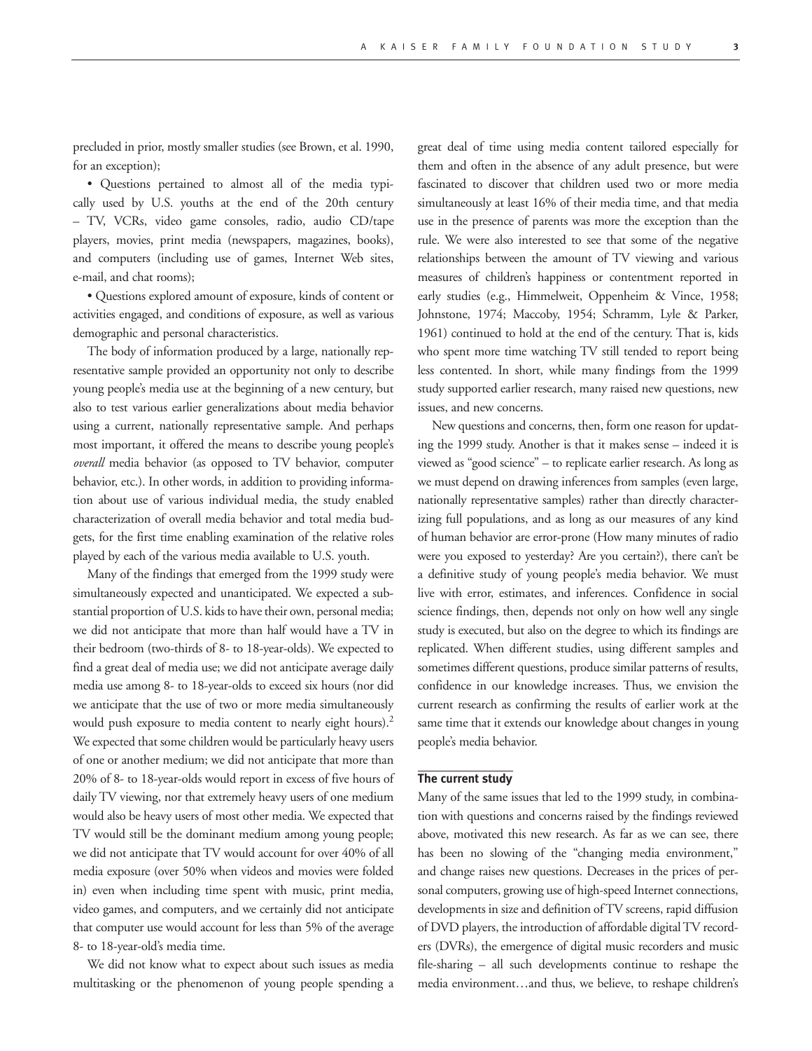precluded in prior, mostly smaller studies (see Brown, et al. 1990, for an exception);

- Questions pertained to almost all of the media typically used by U.S. youths at the end of the 20th century – TV, VCRs, video game consoles, radio, audio CD/tape players, movies, print media (newspapers, magazines, books), and computers (including use of games, Internet Web sites, e-mail, and chat rooms);

- Questions explored amount of exposure, kinds of content or activities engaged, and conditions of exposure, as well as various demographic and personal characteristics.

The body of information produced by a large, nationally representative sample provided an opportunity not only to describe young people's media use at the beginning of a new century, but also to test various earlier generalizations about media behavior using a current, nationally representative sample. And perhaps most important, it offered the means to describe young people's *overall* media behavior (as opposed to TV behavior, computer behavior, etc.). In other words, in addition to providing information about use of various individual media, the study enabled characterization of overall media behavior and total media budgets, for the first time enabling examination of the relative roles played by each of the various media available to U.S. youth.

Many of the findings that emerged from the 1999 study were simultaneously expected and unanticipated. We expected a substantial proportion of U.S. kids to have their own, personal media; we did not anticipate that more than half would have a TV in their bedroom (two-thirds of 8- to 18-year-olds). We expected to find a great deal of media use; we did not anticipate average daily media use among 8- to 18-year-olds to exceed six hours (nor did we anticipate that the use of two or more media simultaneously would push exposure to media content to nearly eight hours).[2] We expected that some children would be particularly heavy users of one or another medium; we did not anticipate that more than 20% of 8- to 18-year-olds would report in excess of five hours of daily TV viewing, nor that extremely heavy users of one medium would also be heavy users of most other media. We expected that TV would still be the dominant medium among young people; we did not anticipate that TV would account for over 40% of all media exposure (over 50% when videos and movies were folded in) even when including time spent with music, print media, video games, and computers, and we certainly did not anticipate that computer use would account for less than 5% of the average 8- to 18-year-old's media time.

We did not know what to expect about such issues as media multitasking or the phenomenon of young people spending a great deal of time using media content tailored especially for them and often in the absence of any adult presence, but were fascinated to discover that children used two or more media simultaneously at least 16% of their media time, and that media use in the presence of parents was more the exception than the rule. We were also interested to see that some of the negative relationships between the amount of TV viewing and various measures of children's happiness or contentment reported in early studies (e.g., Himmelweit, Oppenheim & Vince, 1958; Johnstone, 1974; Maccoby, 1954; Schramm, Lyle & Parker, 1961) continued to hold at the end of the century. That is, kids who spent more time watching TV still tended to report being less contented. In short, while many findings from the 1999 study supported earlier research, many raised new questions, new issues, and new concerns.

New questions and concerns, then, form one reason for updating the 1999 study. Another is that it makes sense – indeed it is viewed as "good science" – to replicate earlier research. As long as we must depend on drawing inferences from samples (even large, nationally representative samples) rather than directly characterizing full populations, and as long as our measures of any kind of human behavior are error-prone (How many minutes of radio were you exposed to yesterday? Are you certain?), there can't be a definitive study of young people's media behavior. We must live with error, estimates, and inferences. Confidence in social science findings, then, depends not only on how well any single study is executed, but also on the degree to which its findings are replicated. When different studies, using different samples and sometimes different questions, produce similar patterns of results, confidence in our knowledge increases. Thus, we envision the current research as confirming the results of earlier work at the same time that it extends our knowledge about changes in young people's media behavior.

## The current study

Many of the same issues that led to the 1999 study, in combination with questions and concerns raised by the findings reviewed above, motivated this new research. As far as we can see, there has been no slowing of the "changing media environment," and change raises new questions. Decreases in the prices of personal computers, growing use of high-speed Internet connections, developments in size and definition of TV screens, rapid diffusion of DVD players, the introduction of affordable digital TV recorders (DVRs), the emergence of digital music recorders and music file-sharing – all such developments continue to reshape the media environment…and thus, we believe, to reshape children's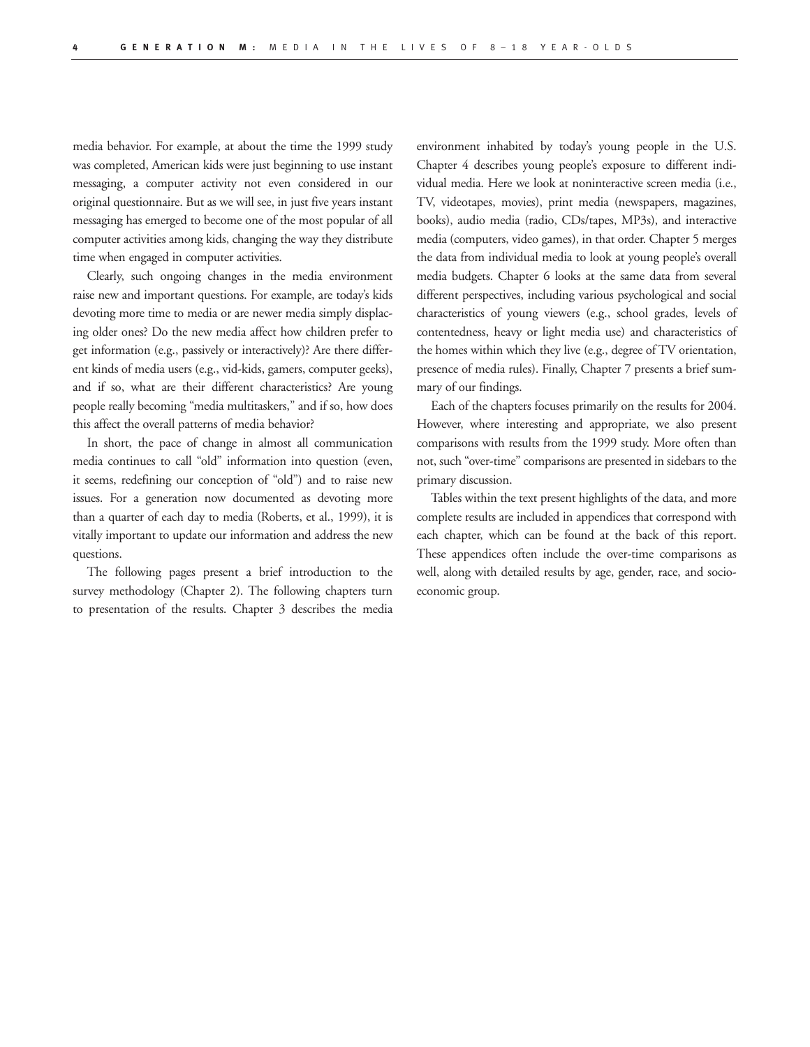media behavior. For example, at about the time the 1999 study was completed, American kids were just beginning to use instant messaging, a computer activity not even considered in our original questionnaire. But as we will see, in just five years instant messaging has emerged to become one of the most popular of all computer activities among kids, changing the way they distribute time when engaged in computer activities.

Clearly, such ongoing changes in the media environment raise new and important questions. For example, are today's kids devoting more time to media or are newer media simply displacing older ones? Do the new media affect how children prefer to get information (e.g., passively or interactively)? Are there different kinds of media users (e.g., vid-kids, gamers, computer geeks), and if so, what are their different characteristics? Are young people really becoming "media multitaskers," and if so, how does this affect the overall patterns of media behavior?

In short, the pace of change in almost all communication media continues to call "old" information into question (even, it seems, redefining our conception of "old") and to raise new issues. For a generation now documented as devoting more than a quarter of each day to media (Roberts, et al., 1999), it is vitally important to update our information and address the new questions.

The following pages present a brief introduction to the survey methodology (Chapter 2). The following chapters turn to presentation of the results. Chapter 3 describes the media environment inhabited by today's young people in the U.S. Chapter 4 describes young people's exposure to different individual media. Here we look at noninteractive screen media (i.e., TV, videotapes, movies), print media (newspapers, magazines, books), audio media (radio, CDs/tapes, MP3s), and interactive media (computers, video games), in that order. Chapter 5 merges the data from individual media to look at young people's overall media budgets. Chapter 6 looks at the same data from several different perspectives, including various psychological and social characteristics of young viewers (e.g., school grades, levels of contentedness, heavy or light media use) and characteristics of the homes within which they live (e.g., degree of TV orientation, presence of media rules). Finally, Chapter 7 presents a brief summary of our findings.

Each of the chapters focuses primarily on the results for 2004. However, where interesting and appropriate, we also present comparisons with results from the 1999 study. More often than not, such "over-time" comparisons are presented in sidebars to the primary discussion.

Tables within the text present highlights of the data, and more complete results are included in appendices that correspond with each chapter, which can be found at the back of this report. These appendices often include the over-time comparisons as well, along with detailed results by age, gender, race, and socioeconomic group.